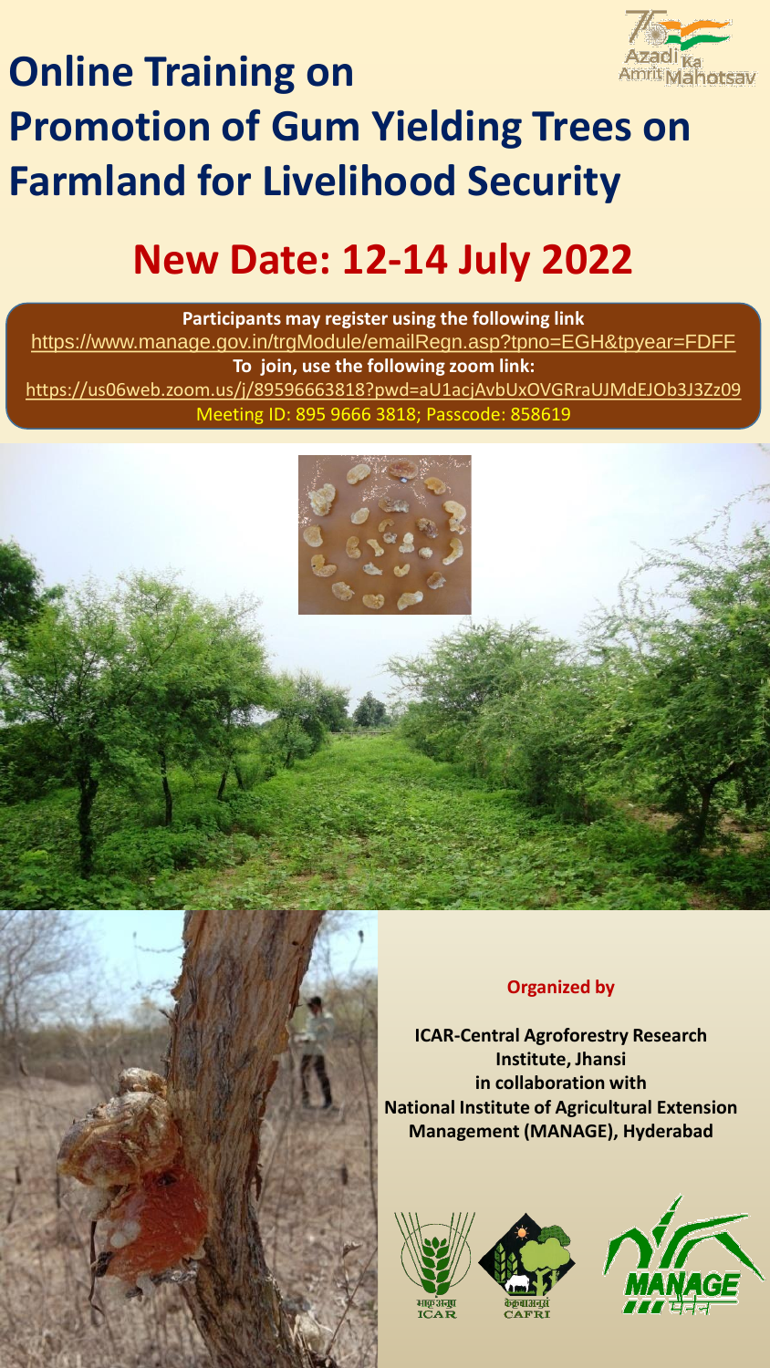# Online Training on Promotion of Gum Yielding Trees on Farmland for Livelihood Security

## New Date: 12-14 July 2022

**Participants may register using the following link**

https://www.manage.gov.in/trgModule/emailRegn.asp?tpno=EGH&tpyear=FDFF

**To join, use the following zoom link:**

https://us06web.zoom.us/j/89596663818?pwd=aU1acjAvbUxOVGRraUJMdEJOb3J3Zz09

Meeting ID: 895 9666 3818; Passcode: 858619

**Organized by**

**ICAR-Central Agroforestry Research Institute, Jhansi in collaboration with National Institute of Agricultural Extension Management (MANAGE), Hyderabad**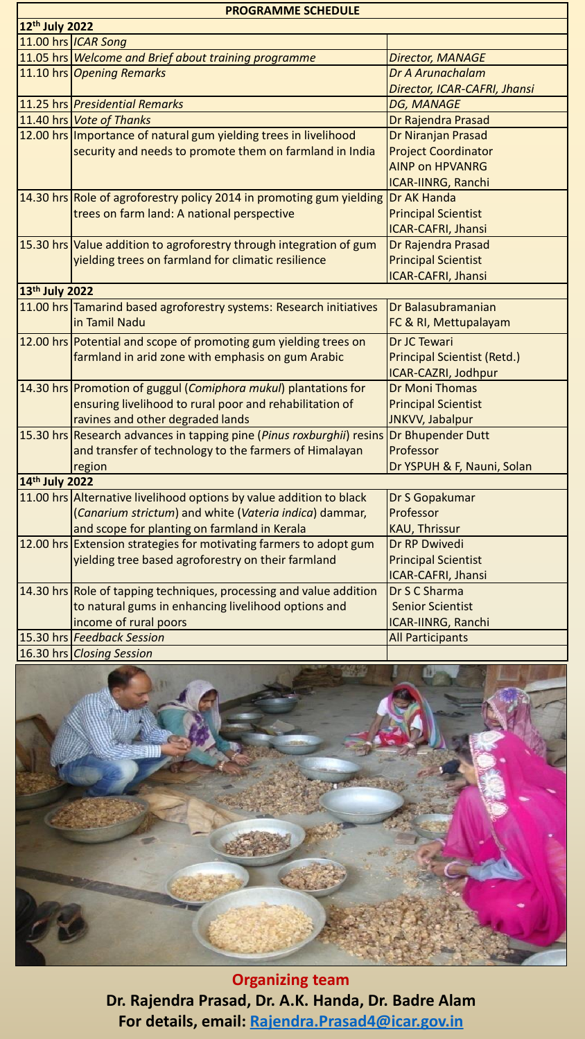## PROGRAMME SCHEDULE

| | | |
|---|---|---|
| **12th July 2022** | | |
| 11.00 hrs | *ICAR Song* | |
| 11.05 hrs | *Welcome and Brief about training programme* | *Director, MANAGE* |
| 11.10 hrs | *Opening Remarks* | *Dr A Arunachalam*<br>*Director, ICAR-CAFRI, Jhansi* |
| 11.25 hrs | *Presidential Remarks* | *DG, MANAGE* |
| 11.40 hrs | *Vote of Thanks* | Dr Rajendra Prasad |
| 12.00 hrs | Importance of natural gum yielding trees in livelihood security and needs to promote them on farmland in India | Dr Niranjan Prasad<br>Project Coordinator<br>AINP on HPVANRG<br>ICAR-IINRG, Ranchi |
| 14.30 hrs | Role of agroforestry policy 2014 in promoting gum yielding trees on farm land: A national perspective | Dr AK Handa<br>Principal Scientist<br>ICAR-CAFRI, Jhansi |
| 15.30 hrs | Value addition to agroforestry through integration of gum yielding trees on farmland for climatic resilience | Dr Rajendra Prasad<br>Principal Scientist<br>ICAR-CAFRI, Jhansi |
| **13th July 2022** | | |
| 11.00 hrs | Tamarind based agroforestry systems: Research initiatives in Tamil Nadu | Dr Balasubramanian<br>FC & RI, Mettupalayam |
| 12.00 hrs | Potential and scope of promoting gum yielding trees on farmland in arid zone with emphasis on gum Arabic | Dr JC Tewari<br>Principal Scientist (Retd.)<br>ICAR-CAZRI, Jodhpur |
| 14.30 hrs | Promotion of guggul (*Comiphora mukul*) plantations for ensuring livelihood to rural poor and rehabilitation of ravines and other degraded lands | Dr Moni Thomas<br>Principal Scientist<br>JNKVV, Jabalpur |
| 15.30 hrs | Research advances in tapping pine (*Pinus roxburghii*) resins and transfer of technology to the farmers of Himalayan region | Dr Bhupender Dutt<br>Professor<br>Dr YSPUH & F, Nauni, Solan |
| **14th July 2022** | | |
| 11.00 hrs | Alternative livelihood options by value addition to black (*Canarium strictum*) and white (*Vateria indica*) dammar, and scope for planting on farmland in Kerala | Dr S Gopakumar<br>Professor<br>KAU, Thrissur |
| 12.00 hrs | Extension strategies for motivating farmers to adopt gum yielding tree based agroforestry on their farmland | Dr RP Dwivedi<br>Principal Scientist<br>ICAR-CAFRI, Jhansi |
| 14.30 hrs | Role of tapping techniques, processing and value addition to natural gums in enhancing livelihood options and income of rural poors | Dr S C Sharma<br>Senior Scientist<br>ICAR-IINRG, Ranchi |
| 15.30 hrs | *Feedback Session* | All Participants |
| 16.30 hrs | *Closing Session* | |

**Organizing team**

**Dr. Rajendra Prasad, Dr. A.K. Handa, Dr. Badre Alam**

**For details, email: Rajendra.Prasad4@icar.gov.in**